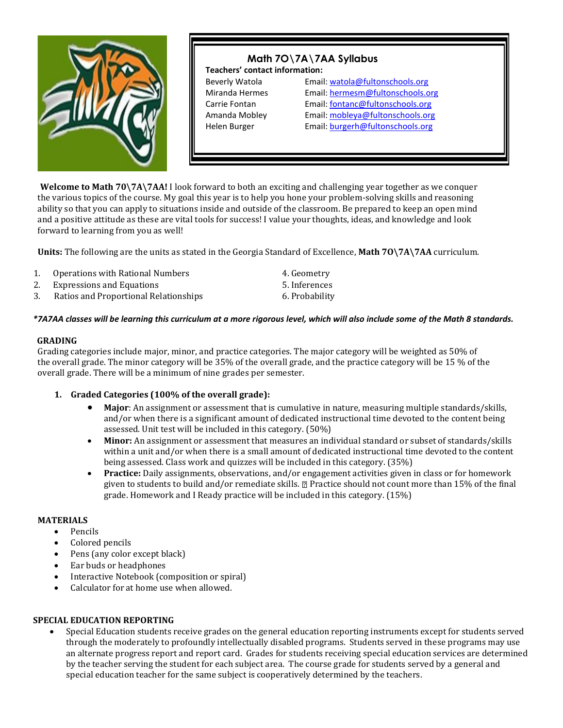# Math 7O\7A\7AA Syllabus

**Teachers' contact information:**

| | |
|---|---|
| Beverly Watola | Email: watola@fultonschools.org |
| Miranda Hermes | Email: hermesm@fultonschools.org |
| Carrie Fontan | Email: fontanc@fultonschools.org |
| Amanda Mobley | Email: mobleya@fultonschools.org |
| Helen Burger | Email: burgerh@fultonschools.org |

**Welcome to Math 7O\7A\7AA!** I look forward to both an exciting and challenging year together as we conquer the various topics of the course. My goal this year is to help you hone your problem-solving skills and reasoning ability so that you can apply to situations inside and outside of the classroom. Be prepared to keep an open mind and a positive attitude as these are vital tools for success! I value your thoughts, ideas, and knowledge and look forward to learning from you as well!

**Units:** The following are the units as stated in the Georgia Standard of Excellence, **Math 7O\7A\7AA** curriculum.

1. Operations with Rational Numbers
2. Expressions and Equations
3. Ratios and Proportional Relationships
4. Geometry
5. Inferences
6. Probability

***7A7AA classes will be learning this curriculum at a more rigorous level, which will also include some of the Math 8 standards.***

## GRADING

Grading categories include major, minor, and practice categories. The major category will be weighted as 50% of the overall grade. The minor category will be 35% of the overall grade, and the practice category will be 15 % of the overall grade. There will be a minimum of nine grades per semester.

1. **Graded Categories (100% of the overall grade):**
   - **Major**: An assignment or assessment that is cumulative in nature, measuring multiple standards/skills, and/or when there is a significant amount of dedicated instructional time devoted to the content being assessed. Unit test will be included in this category. (50%)
   - **Minor:** An assignment or assessment that measures an individual standard or subset of standards/skills within a unit and/or when there is a small amount of dedicated instructional time devoted to the content being assessed. Class work and quizzes will be included in this category. (35%)
   - **Practice:** Daily assignments, observations, and/or engagement activities given in class or for homework given to students to build and/or remediate skills. Practice should not count more than 15% of the final grade. Homework and I Ready practice will be included in this category. (15%)

## MATERIALS

- Pencils
- Colored pencils
- Pens (any color except black)
- Ear buds or headphones
- Interactive Notebook (composition or spiral)
- Calculator for at home use when allowed.

## SPECIAL EDUCATION REPORTING

- Special Education students receive grades on the general education reporting instruments except for students served through the moderately to profoundly intellectually disabled programs. Students served in these programs may use an alternate progress report and report card. Grades for students receiving special education services are determined by the teacher serving the student for each subject area. The course grade for students served by a general and special education teacher for the same subject is cooperatively determined by the teachers.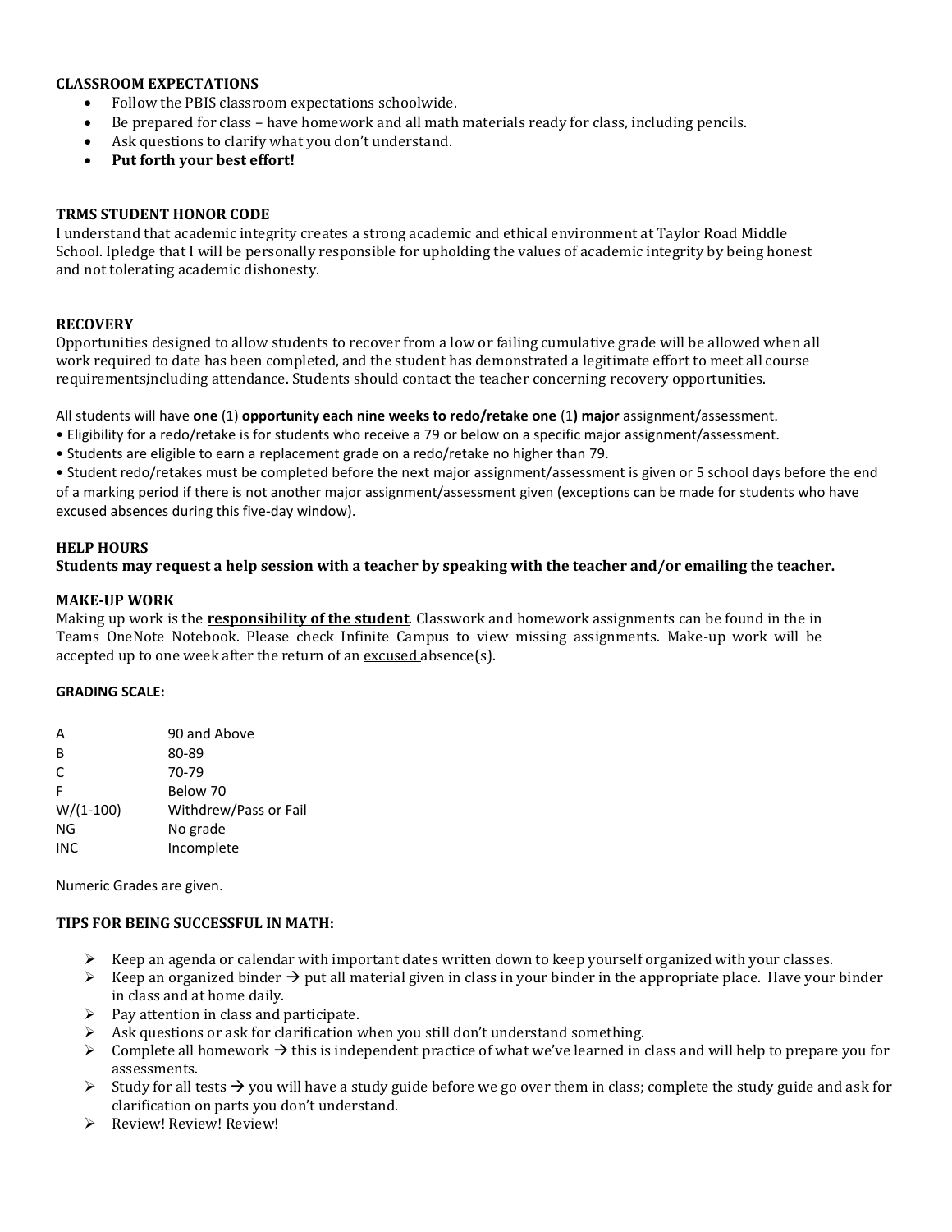**CLASSROOM EXPECTATIONS**

- Follow the PBIS classroom expectations schoolwide.
- Be prepared for class – have homework and all math materials ready for class, including pencils.
- Ask questions to clarify what you don't understand.
- **Put forth your best effort!**

**TRMS STUDENT HONOR CODE**

I understand that academic integrity creates a strong academic and ethical environment at Taylor Road Middle School. Ipledge that I will be personally responsible for upholding the values of academic integrity by being honest and not tolerating academic dishonesty.

**RECOVERY**

Opportunities designed to allow students to recover from a low or failing cumulative grade will be allowed when all work required to date has been completed, and the student has demonstrated a legitimate effort to meet all course requirements,including attendance. Students should contact the teacher concerning recovery opportunities.

All students will have **one** (1) **opportunity each nine weeks to redo/retake one** (1**) major** assignment/assessment.

- Eligibility for a redo/retake is for students who receive a 79 or below on a specific major assignment/assessment.
- Students are eligible to earn a replacement grade on a redo/retake no higher than 79.
- Student redo/retakes must be completed before the next major assignment/assessment is given or 5 school days before the end of a marking period if there is not another major assignment/assessment given (exceptions can be made for students who have excused absences during this five-day window).

**HELP HOURS**

**Students may request a help session with a teacher by speaking with the teacher and/or emailing the teacher.**

**MAKE-UP WORK**

Making up work is the **responsibility of the student**. Classwork and homework assignments can be found in the in Teams OneNote Notebook. Please check Infinite Campus to view missing assignments. Make-up work will be accepted up to one week after the return of an excused absence(s).

**GRADING SCALE:**

| | |
|---|---|
| A | 90 and Above |
| B | 80-89 |
| C | 70-79 |
| F | Below 70 |
| W/(1-100) | Withdrew/Pass or Fail |
| NG | No grade |
| INC | Incomplete |

Numeric Grades are given.

**TIPS FOR BEING SUCCESSFUL IN MATH:**

- Keep an agenda or calendar with important dates written down to keep yourself organized with your classes.
- Keep an organized binder → put all material given in class in your binder in the appropriate place. Have your binder in class and at home daily.
- Pay attention in class and participate.
- Ask questions or ask for clarification when you still don't understand something.
- Complete all homework → this is independent practice of what we've learned in class and will help to prepare you for assessments.
- Study for all tests → you will have a study guide before we go over them in class; complete the study guide and ask for clarification on parts you don't understand.
- Review! Review! Review!